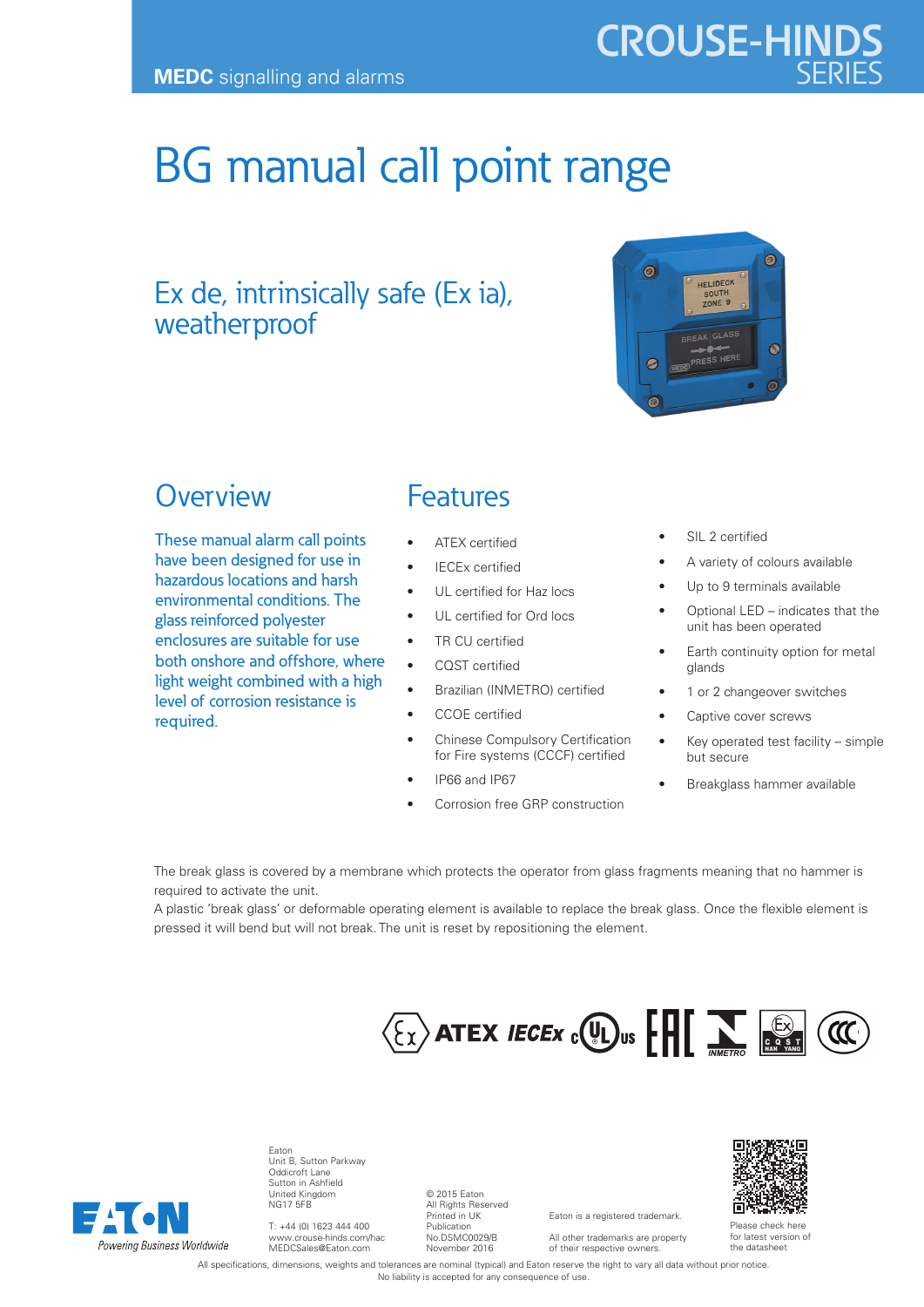**MEDC** signalling and alarms

CROUSE-HINDS SERIES

# BG manual call point range

## Ex de, intrinsically safe (Ex ia), weatherproof

## Overview

These manual alarm call points have been designed for use in hazardous locations and harsh environmental conditions. The glass reinforced polyester enclosures are suitable for use both onshore and offshore, where light weight combined with a high level of corrosion resistance is required.

## Features

- ATEX certified
- IECEx certified
- UL certified for Haz locs
- UL certified for Ord locs
- TR CU certified
- CQST certified
- Brazilian (INMETRO) certified
- CCOE certified
- Chinese Compulsory Certification for Fire systems (CCCF) certified
- IP66 and IP67
- Corrosion free GRP construction
- SIL 2 certified
- A variety of colours available
- Up to 9 terminals available
- Optional LED – indicates that the unit has been operated
- Earth continuity option for metal glands
- 1 or 2 changeover switches
- Captive cover screws
- Key operated test facility – simple but secure
- Breakglass hammer available

The break glass is covered by a membrane which protects the operator from glass fragments meaning that no hammer is required to activate the unit.
A plastic 'break glass' or deformable operating element is available to replace the break glass. Once the flexible element is pressed it will bend but will not break. The unit is reset by repositioning the element.

Eaton
Unit B, Sutton Parkway
Oddicroft Lane
Sutton in Ashfield
United Kingdom
NG17 5FB

T: +44 (0) 1623 444 400
www.crouse-hinds.com/hac
MEDCSales@Eaton.com

© 2015 Eaton
All Rights Reserved
Printed in UK
Publication
No.DSMC0029/B
November 2016

Eaton is a registered trademark.

All other trademarks are property of their respective owners.

Please check here for latest version of the datasheet

All specifications, dimensions, weights and tolerances are nominal (typical) and Eaton reserve the right to vary all data without prior notice.
No liability is accepted for any consequence of use.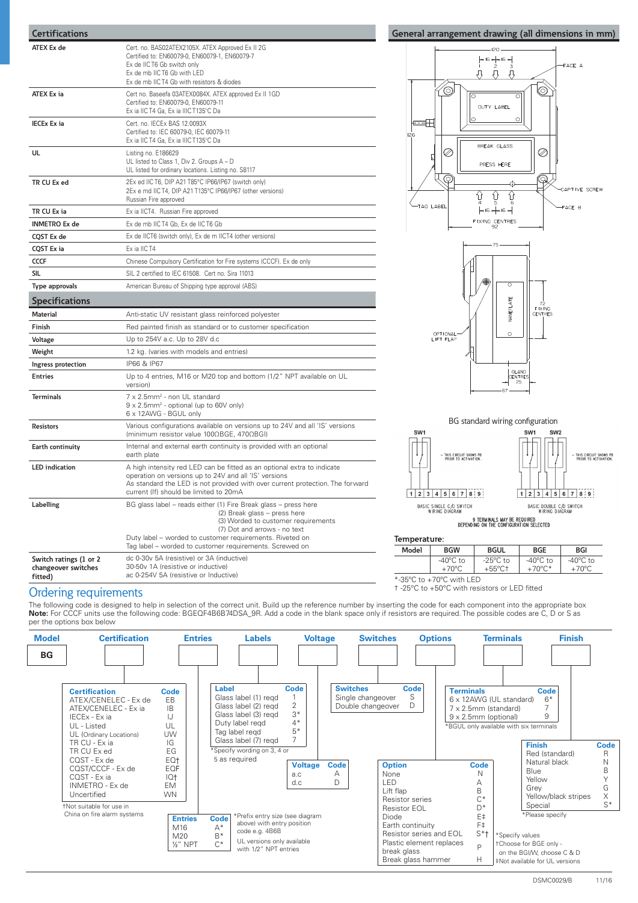## Certifications

| | |
|---|---|
| **ATEX Ex de** | Cert. no. BAS02ATEX2105X. ATEX Approved Ex II 2G<br>Certified to: EN60079-0, EN60079-1, EN60079-7<br>Ex de IIC T6 Gb switch only<br>Ex de mb IIC T6 Gb with LED<br>Ex de mb IIC T4 Gb with resistors & diodes |
| **ATEX Ex ia** | Cert no. Baseefa 03ATEX0084X. ATEX approved Ex II 1GD<br>Certified to: EN60079-0, EN60079-11<br>Ex ia IIC T4 Ga, Ex ia IIIC T135°C Da |
| **IECEx Ex ia** | Cert. no. IECEx BAS 12.0093X<br>Certified to: IEC 60079-0, IEC 60079-11<br>Ex ia IIC T4 Ga, Ex ia IIIC T135°C Da |
| **UL** | Listing no. E186629<br>UL listed to Class 1, Div 2. Groups A – D<br>UL listed for ordinary locations. Listing no. S8117 |
| **TR CU Ex ed** | 2Ex ed IIC T6, DIP A21 T85°C IP66/IP67 (switch only)<br>2Ex e md IIC T4, DIP A21 T135°C IP66/IP67 (other versions)<br>Russian Fire approved |
| **TR CU Ex ia** | Ex ia IICT4. Russian Fire approved |
| **INMETRO Ex de** | Ex de mb IIC T4 Gb, Ex de IIC T6 Gb |
| **CQST Ex de** | Ex de IICT6 (switch only), Ex de m IICT4 (other versions) |
| **CQST Ex ia** | Ex ia IIC T4 |
| **CCCF** | Chinese Compulsory Certification for Fire systems (CCCF). Ex de only |
| **SIL** | SIL 2 certified to IEC 61508. Cert no. Sira 11013 |
| **Type approvals** | American Bureau of Shipping type approval (ABS) |

## Specifications

| | |
|---|---|
| **Material** | Anti-static UV resistant glass reinforced polyester |
| **Finish** | Red painted finish as standard or to customer specification |
| **Voltage** | Up to 254V a.c. Up to 28V d.c |
| **Weight** | 1.2 kg. (varies with models and entries) |
| **Ingress protection** | IP66 & IP67 |
| **Entries** | Up to 4 entries, M16 or M20 top and bottom (1/2" NPT available on UL version) |
| **Terminals** | 7 x 2.5mm² - non UL standard<br>9 x 2.5mm² - optional (up to 60V only)<br>6 x 12AWG - BGUL only |
| **Resistors** | Various configurations available on versions up to 24V and all 'IS' versions (minimum resistor value 100ΩBGE, 470ΩBGI) |
| **Earth continuity** | Internal and external earth continuity is provided with an optional earth plate |
| **LED indication** | A high intensity red LED can be fitted as an optional extra to indicate operation on versions up to 24V and all 'IS' versions<br>As standard the LED is not provided with over current protection. The forward current (If) should be limited to 20mA |
| **Labelling** | BG glass label – reads either (1) Fire Break glass – press here<br>(2) Break glass – press here<br>(3) Worded to customer requirements<br>(7) Dot and arrows - no text<br>Duty label – worded to customer requirements. Riveted on<br>Tag label – worded to customer requirements. Screwed on |
| **Switch ratings (1 or 2 changeover switches fitted)** | dc 0-30v 5A (resistive) or 3A (inductive)<br>30-50v 1A (resistive or inductive)<br>ac 0-254V 5A (resistive or Inductive) |

## General arrangement drawing (all dimensions in mm)

120
16 16
1 2 3
FACE A
DUTY LABEL
126
BREAK GLASS
PRESS HERE
CAPTIVE SCREW
TAG LABEL
4 5 6
16 16
FACE B
FIXING CENTRES
92

75
NAMEPLATE
72
FIXING CENTRES
OPTIONAL LIFT FLAP
GLAND CENTRES
25
67

BG standard wiring configuration

SW1
THIS CIRCUIT SHOWS PB PRIOR TO ACTIVATION.
1 2 3 4 5 6 7 8 9
BASIC SINGLE C/O SWITCH WIRING DIAGRAM

SW1 SW2
THIS CIRCUIT SHOWS PB PRIOR TO ACTIVATION.
1 2 3 4 5 6 7 8 9
BASIC DOUBLE C/O SWITCH WIRING DIAGRAM

9 TERMINALS MAY BE REQUIRED DEPENDING ON THE CONFIGURATION SELECTED

**Temperature:**

| Model | BGW | BGUL | BGE | BGI |
|---|---|---|---|---|
| | -40°C to +70°C | -25°C to +55°C† | -40°C to +70°C* | -40°C to +70°C |

*-35°C to +70°C with LED
† -25°C to +50°C with resistors or LED fitted

## Ordering requirements

The following code is designed to help in selection of the correct unit. Build up the reference number by inserting the code for each component into the appropriate box
**Note:** For CCCF units use the following code: BGEQF4B6B74DSA_9R. Add a code in the blank space only if resistors are required. The possible codes are C, D or S as per the options box below

**Model** | **Certification** | **Entries** | **Labels** | **Voltage** | **Switches** | **Options** | **Terminals** | **Finish**

BG

| Certification | Code |
|---|---|
| ATEX/CENELEC - Ex de | EB |
| ATEX/CENELEC - Ex ia | IB |
| IECEx - Ex ia | IJ |
| UL - Listed | UL |
| UL (Ordinary Locations) | UW |
| TR CU - Ex ia | IG |
| TR CU - Ex ed | EG |
| CQST - Ex de | EQ† |
| CQST/CCCF - Ex de | EQF |
| CQST - Ex ia | IQ† |
| INMETRO - Ex de | EM |
| Uncertified | WN |

†Not suitable for use in China on fire alarm systems

| Entries | Code |
|---|---|
| M16 | A* |
| M20 | B* |
| ½" NPT | C* |

*Prefix entry size (see diagram above) with entry position code e.g. 4B6B
UL versions only available with 1/2" NPT entries

| Label | Code |
|---|---|
| Glass label (1) reqd | 1 |
| Glass label (2) reqd | 2 |
| Glass label (3) reqd | 3* |
| Duty label reqd | 4* |
| Tag label reqd | 5* |
| Glass label (7) reqd | 7 |

*Specify wording on 3, 4 or 5 as required

| Voltage | Code |
|---|---|
| a.c | A |
| d.c | D |

| Switches | Code |
|---|---|
| Single changeover | S |
| Double changeover | D |

| Option | Code |
|---|---|
| None | N |
| LED | A |
| Lift flap | B |
| Resistor series | C* |
| Resistor EOL | D* |
| Diode | E‡ |
| Earth continuity | F‡ |
| Resistor series and EOL | S*† |
| Plastic element replaces break glass | P |
| Break glass hammer | H |

*Specify values
†Choose for BGE only - on the BGI/W, choose C & D
‡Not available for UL versions

| Terminals | Code |
|---|---|
| 6 x 12AWG (UL standard) | 6* |
| 7 x 2.5mm (standard) | 7 |
| 9 x 2.5mm (optional) | 9 |

*BGUL only available with six terminals

| Finish | Code |
|---|---|
| Red (standard) | R |
| Natural black | N |
| Blue | B |
| Yellow | Y |
| Grey | G |
| Yellow/black stripes | X |
| Special | S* |

*Please specify

DSMC0029/B 11/16